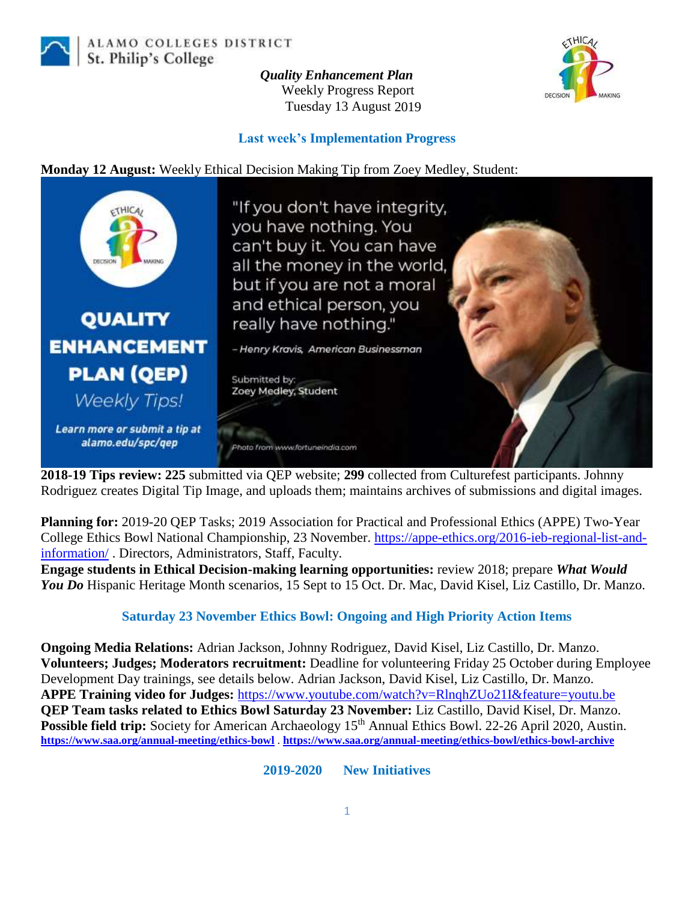ALAMO COLLEGES DISTRICT
St. Philip's College

***Quality Enhancement Plan***
Weekly Progress Report
Tuesday 13 August 2019

## Last week's Implementation Progress

**Monday 12 August:** Weekly Ethical Decision Making Tip from Zoey Medley, Student:

QUALITY ENHANCEMENT PLAN (QEP) *Weekly Tips!*

*Learn more or submit a tip at alamo.edu/spc/qep*

"If you don't have integrity, you have nothing. You can't buy it. You can have all the money in the world, but if you are not a moral and ethical person, you really have nothing."

*– Henry Kravis, American Businessman*

Submitted by: Zoey Medley, Student

*Photo from www.fortuneindia.com*

**2018-19 Tips review: 225** submitted via QEP website; **299** collected from Culturefest participants. Johnny Rodriguez creates Digital Tip Image, and uploads them; maintains archives of submissions and digital images.

**Planning for:** 2019-20 QEP Tasks; 2019 Association for Practical and Professional Ethics (APPE) Two-Year College Ethics Bowl National Championship, 23 November. https://appe-ethics.org/2016-ieb-regional-list-and-information/ . Directors, Administrators, Staff, Faculty.

**Engage students in Ethical Decision-making learning opportunities:** review 2018; prepare ***What Would You Do*** Hispanic Heritage Month scenarios, 15 Sept to 15 Oct. Dr. Mac, David Kisel, Liz Castillo, Dr. Manzo.

## Saturday 23 November Ethics Bowl: Ongoing and High Priority Action Items

**Ongoing Media Relations:** Adrian Jackson, Johnny Rodriguez, David Kisel, Liz Castillo, Dr. Manzo.
**Volunteers; Judges; Moderators recruitment:** Deadline for volunteering Friday 25 October during Employee Development Day trainings, see details below. Adrian Jackson, David Kisel, Liz Castillo, Dr. Manzo.
**APPE Training video for Judges:** https://www.youtube.com/watch?v=RlnqhZUo21I&feature=youtu.be
**QEP Team tasks related to Ethics Bowl Saturday 23 November:** Liz Castillo, David Kisel, Dr. Manzo.
**Possible field trip:** Society for American Archaeology 15th Annual Ethics Bowl. 22-26 April 2020, Austin.
**https://www.saa.org/annual-meeting/ethics-bowl** . **https://www.saa.org/annual-meeting/ethics-bowl/ethics-bowl-archive**

## 2019-2020 New Initiatives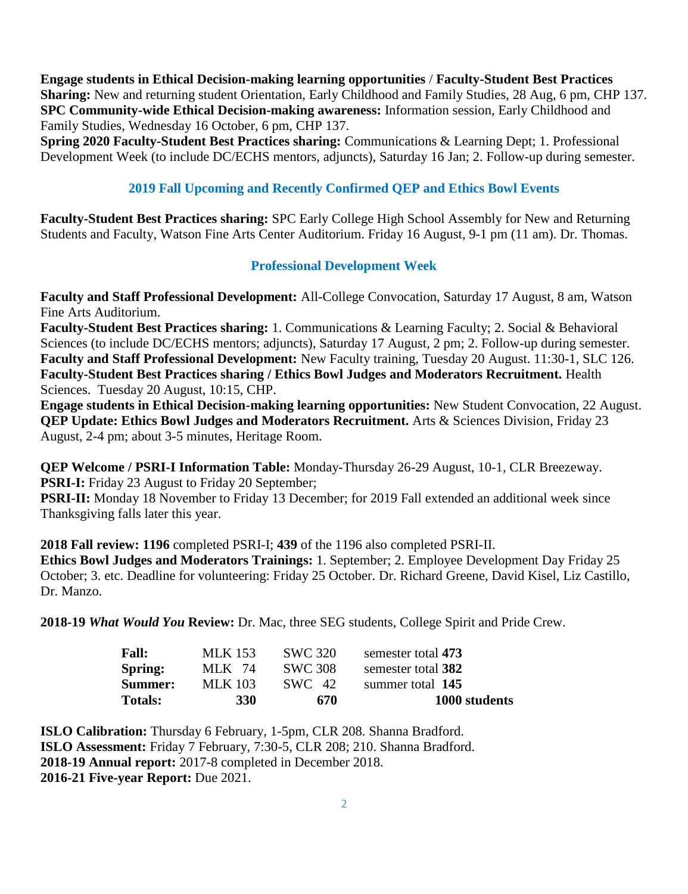**Engage students in Ethical Decision-making learning opportunities / Faculty-Student Best Practices Sharing:** New and returning student Orientation, Early Childhood and Family Studies, 28 Aug, 6 pm, CHP 137.
**SPC Community-wide Ethical Decision-making awareness:** Information session, Early Childhood and Family Studies, Wednesday 16 October, 6 pm, CHP 137.
**Spring 2020 Faculty-Student Best Practices sharing:** Communications & Learning Dept; 1. Professional Development Week (to include DC/ECHS mentors, adjuncts), Saturday 16 Jan; 2. Follow-up during semester.

## 2019 Fall Upcoming and Recently Confirmed QEP and Ethics Bowl Events

**Faculty-Student Best Practices sharing:** SPC Early College High School Assembly for New and Returning Students and Faculty, Watson Fine Arts Center Auditorium. Friday 16 August, 9-1 pm (11 am). Dr. Thomas.

## Professional Development Week

**Faculty and Staff Professional Development:** All-College Convocation, Saturday 17 August, 8 am, Watson Fine Arts Auditorium.
**Faculty-Student Best Practices sharing:** 1. Communications & Learning Faculty; 2. Social & Behavioral Sciences (to include DC/ECHS mentors; adjuncts), Saturday 17 August, 2 pm; 2. Follow-up during semester.
**Faculty and Staff Professional Development:** New Faculty training, Tuesday 20 August. 11:30-1, SLC 126.
**Faculty-Student Best Practices sharing / Ethics Bowl Judges and Moderators Recruitment.** Health Sciences. Tuesday 20 August, 10:15, CHP.
**Engage students in Ethical Decision-making learning opportunities:** New Student Convocation, 22 August.
**QEP Update: Ethics Bowl Judges and Moderators Recruitment.** Arts & Sciences Division, Friday 23 August, 2-4 pm; about 3-5 minutes, Heritage Room.

**QEP Welcome / PSRI-I Information Table:** Monday-Thursday 26-29 August, 10-1, CLR Breezeway.
**PSRI-I:** Friday 23 August to Friday 20 September;
**PSRI-II:** Monday 18 November to Friday 13 December; for 2019 Fall extended an additional week since Thanksgiving falls later this year.

**2018 Fall review: 1196** completed PSRI-I; **439** of the 1196 also completed PSRI-II.
**Ethics Bowl Judges and Moderators Trainings:** 1. September; 2. Employee Development Day Friday 25 October; 3. etc. Deadline for volunteering: Friday 25 October. Dr. Richard Greene, David Kisel, Liz Castillo, Dr. Manzo.

**2018-19 *What Would You* Review:** Dr. Mac, three SEG students, College Spirit and Pride Crew.

| | | | |
|---|---|---|---|
| **Fall:** | MLK 153 | SWC 320 | semester total **473** |
| **Spring:** | MLK 74 | SWC 308 | semester total **382** |
| **Summer:** | MLK 103 | SWC 42 | summer total **145** |
| **Totals:** | **330** | **670** | **1000 students** |

**ISLO Calibration:** Thursday 6 February, 1-5pm, CLR 208. Shanna Bradford.
**ISLO Assessment:** Friday 7 February, 7:30-5, CLR 208; 210. Shanna Bradford.
**2018-19 Annual report:** 2017-8 completed in December 2018.
**2016-21 Five-year Report:** Due 2021.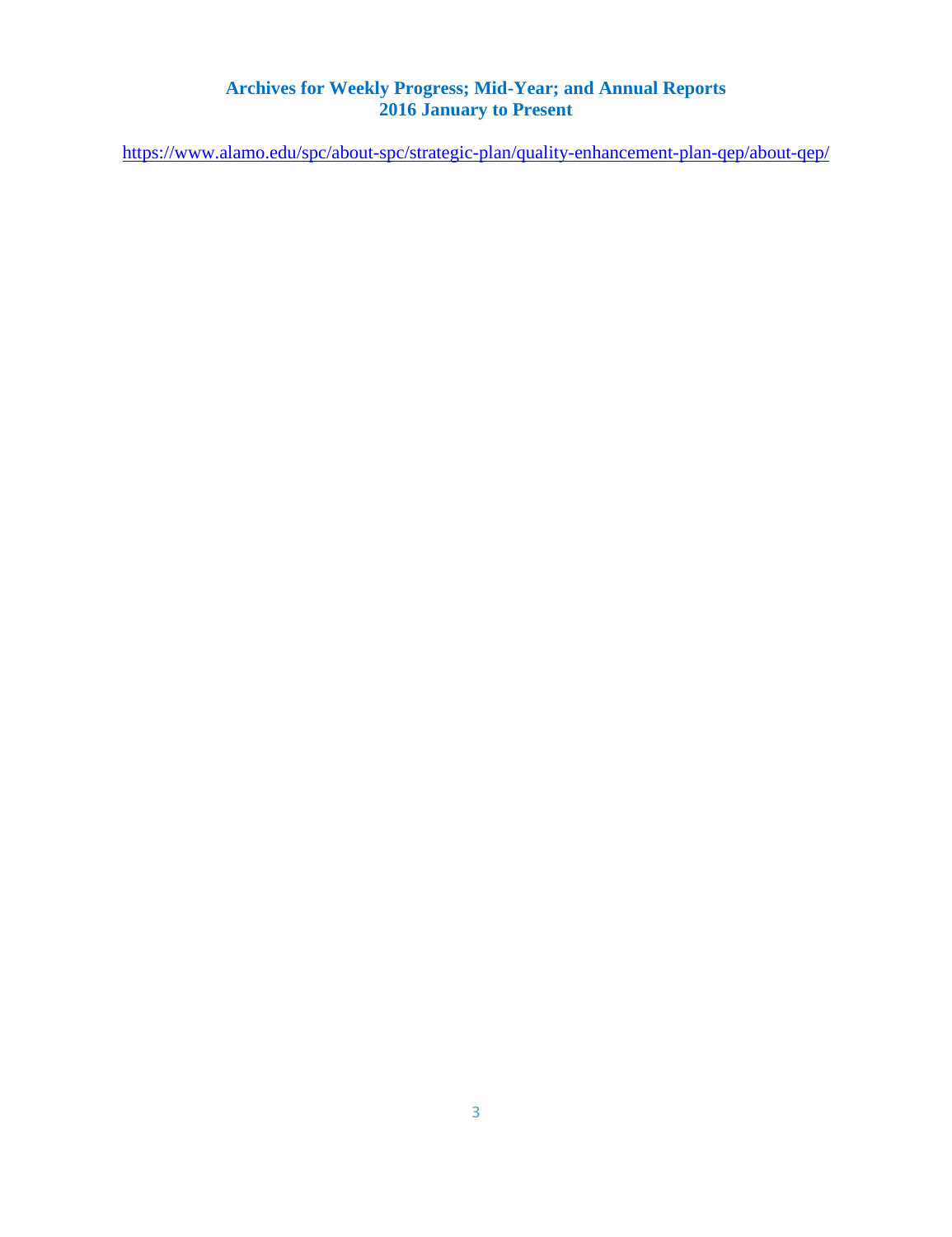**Archives for Weekly Progress; Mid-Year; and Annual Reports**
**2016 January to Present**

https://www.alamo.edu/spc/about-spc/strategic-plan/quality-enhancement-plan-qep/about-qep/